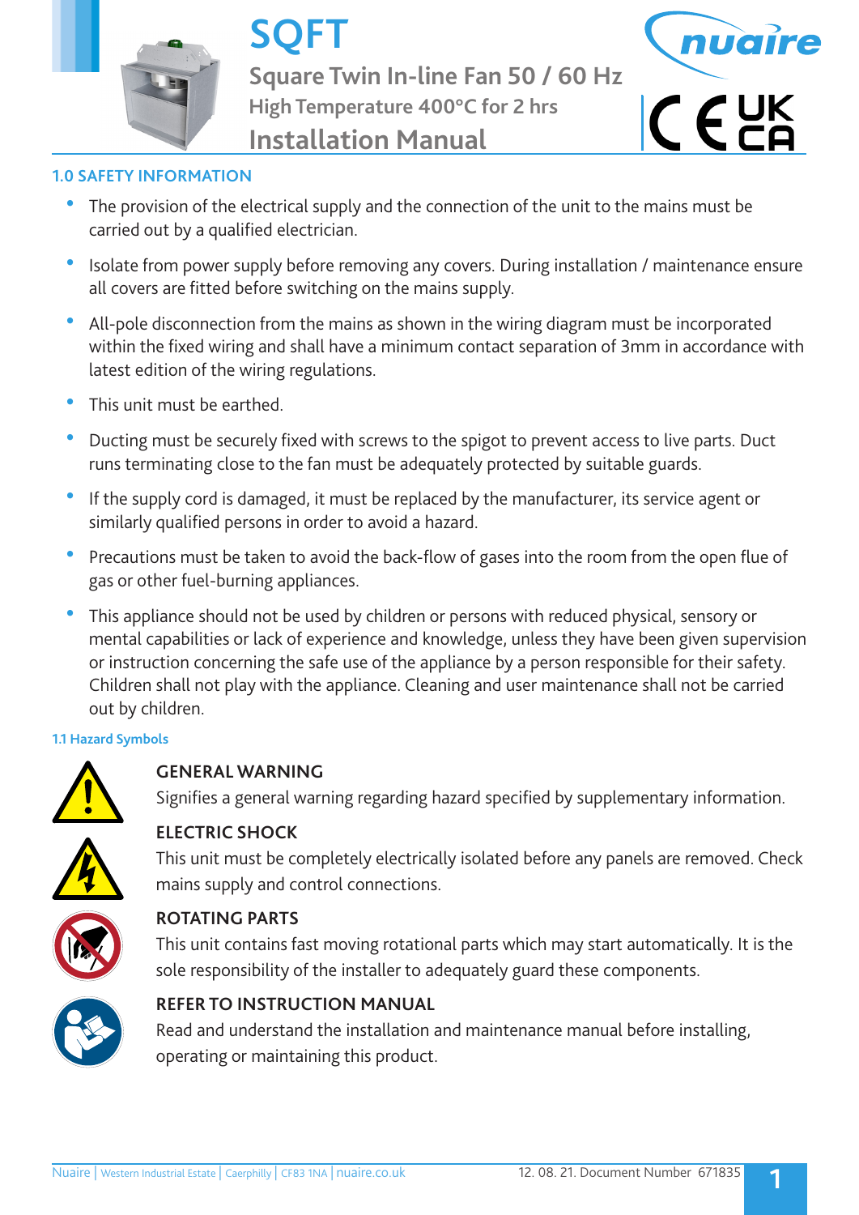# SQFT

## Square Twin In-line Fan 50 / 60 Hz

### High Temperature 400°C for 2 hrs

## Installation Manual

## 1.0 SAFETY INFORMATION

- The provision of the electrical supply and the connection of the unit to the mains must be carried out by a qualified electrician.
- Isolate from power supply before removing any covers. During installation / maintenance ensure all covers are fitted before switching on the mains supply.
- All-pole disconnection from the mains as shown in the wiring diagram must be incorporated within the fixed wiring and shall have a minimum contact separation of 3mm in accordance with latest edition of the wiring regulations.
- This unit must be earthed.
- Ducting must be securely fixed with screws to the spigot to prevent access to live parts. Duct runs terminating close to the fan must be adequately protected by suitable guards.
- If the supply cord is damaged, it must be replaced by the manufacturer, its service agent or similarly qualified persons in order to avoid a hazard.
- Precautions must be taken to avoid the back-flow of gases into the room from the open flue of gas or other fuel-burning appliances.
- This appliance should not be used by children or persons with reduced physical, sensory or mental capabilities or lack of experience and knowledge, unless they have been given supervision or instruction concerning the safe use of the appliance by a person responsible for their safety. Children shall not play with the appliance. Cleaning and user maintenance shall not be carried out by children.

### 1.1 Hazard Symbols

**GENERAL WARNING**
Signifies a general warning regarding hazard specified by supplementary information.

**ELECTRIC SHOCK**
This unit must be completely electrically isolated before any panels are removed. Check mains supply and control connections.

**ROTATING PARTS**
This unit contains fast moving rotational parts which may start automatically. It is the sole responsibility of the installer to adequately guard these components.

**REFER TO INSTRUCTION MANUAL**
Read and understand the installation and maintenance manual before installing, operating or maintaining this product.

Nuaire | Western Industrial Estate | Caerphilly | CF83 1NA | nuaire.co.uk

12. 08. 21. Document Number 671835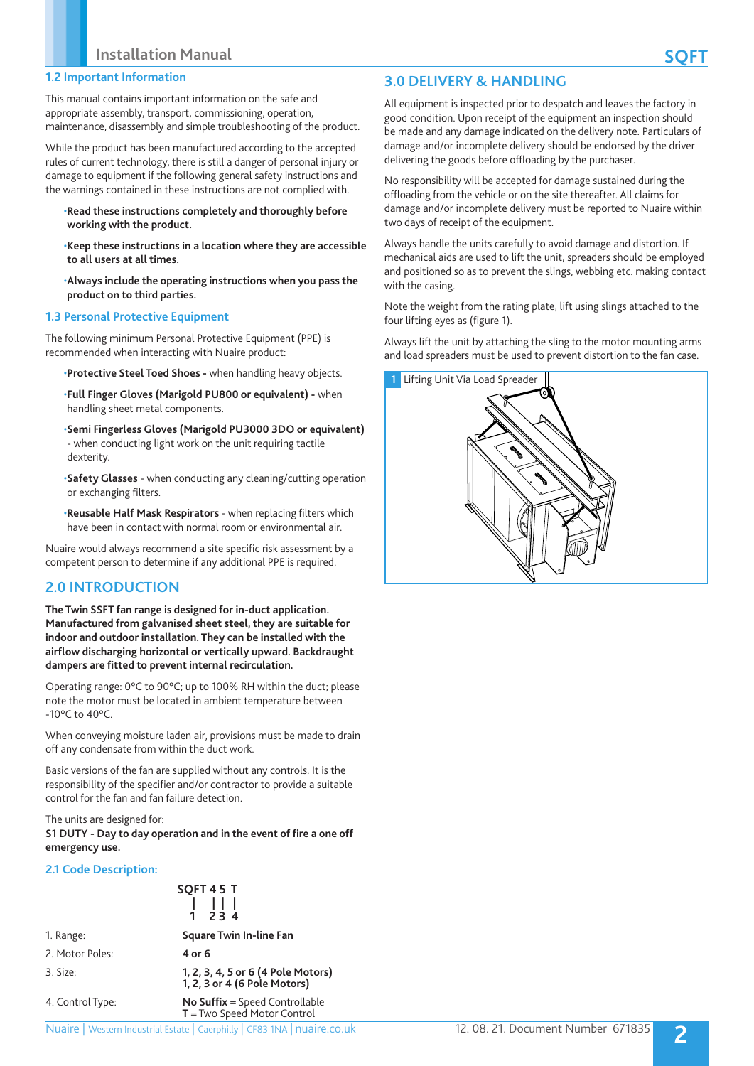## 1.2 Important Information

This manual contains important information on the safe and appropriate assembly, transport, commissioning, operation, maintenance, disassembly and simple troubleshooting of the product.

While the product has been manufactured according to the accepted rules of current technology, there is still a danger of personal injury or damage to equipment if the following general safety instructions and the warnings contained in these instructions are not complied with.

- **Read these instructions completely and thoroughly before working with the product.**
- **Keep these instructions in a location where they are accessible to all users at all times.**
- **Always include the operating instructions when you pass the product on to third parties.**

## 1.3 Personal Protective Equipment

The following minimum Personal Protective Equipment (PPE) is recommended when interacting with Nuaire product:

- **Protective Steel Toed Shoes -** when handling heavy objects.
- **Full Finger Gloves (Marigold PU800 or equivalent) -** when handling sheet metal components.
- **Semi Fingerless Gloves (Marigold PU3000 3DO or equivalent)** - when conducting light work on the unit requiring tactile dexterity.
- **Safety Glasses** - when conducting any cleaning/cutting operation or exchanging filters.
- **Reusable Half Mask Respirators** - when replacing filters which have been in contact with normal room or environmental air.

Nuaire would always recommend a site specific risk assessment by a competent person to determine if any additional PPE is required.

## 2.0 INTRODUCTION

**The Twin SSFT fan range is designed for in-duct application. Manufactured from galvanised sheet steel, they are suitable for indoor and outdoor installation. They can be installed with the airflow discharging horizontal or vertically upward. Backdraught dampers are fitted to prevent internal recirculation.**

Operating range: 0°C to 90°C; up to 100% RH within the duct; please note the motor must be located in ambient temperature between -10°C to 40°C.

When conveying moisture laden air, provisions must be made to drain off any condensate from within the duct work.

Basic versions of the fan are supplied without any controls. It is the responsibility of the specifier and/or contractor to provide a suitable control for the fan and fan failure detection.

The units are designed for:
**S1 DUTY - Day to day operation and in the event of fire a one off emergency use.**

## 2.1 Code Description:

```
SQFT 4 5 T
|    | | |
1    2 3 4
```

| | |
|---|---|
| 1. Range: | **Square Twin In-line Fan** |
| 2. Motor Poles: | **4 or 6** |
| 3. Size: | **1, 2, 3, 4, 5 or 6 (4 Pole Motors)**<br>**1, 2, 3 or 4 (6 Pole Motors)** |
| 4. Control Type: | **No Suffix** = Speed Controllable<br>**T** = Two Speed Motor Control |

## 3.0 DELIVERY & HANDLING

All equipment is inspected prior to despatch and leaves the factory in good condition. Upon receipt of the equipment an inspection should be made and any damage indicated on the delivery note. Particulars of damage and/or incomplete delivery should be endorsed by the driver delivering the goods before offloading by the purchaser.

No responsibility will be accepted for damage sustained during the offloading from the vehicle or on the site thereafter. All claims for damage and/or incomplete delivery must be reported to Nuaire within two days of receipt of the equipment.

Always handle the units carefully to avoid damage and distortion. If mechanical aids are used to lift the unit, spreaders should be employed and positioned so as to prevent the slings, webbing etc. making contact with the casing.

Note the weight from the rating plate, lift using slings attached to the four lifting eyes as (figure 1).

Always lift the unit by attaching the sling to the motor mounting arms and load spreaders must be used to prevent distortion to the fan case.

1 Lifting Unit Via Load Spreader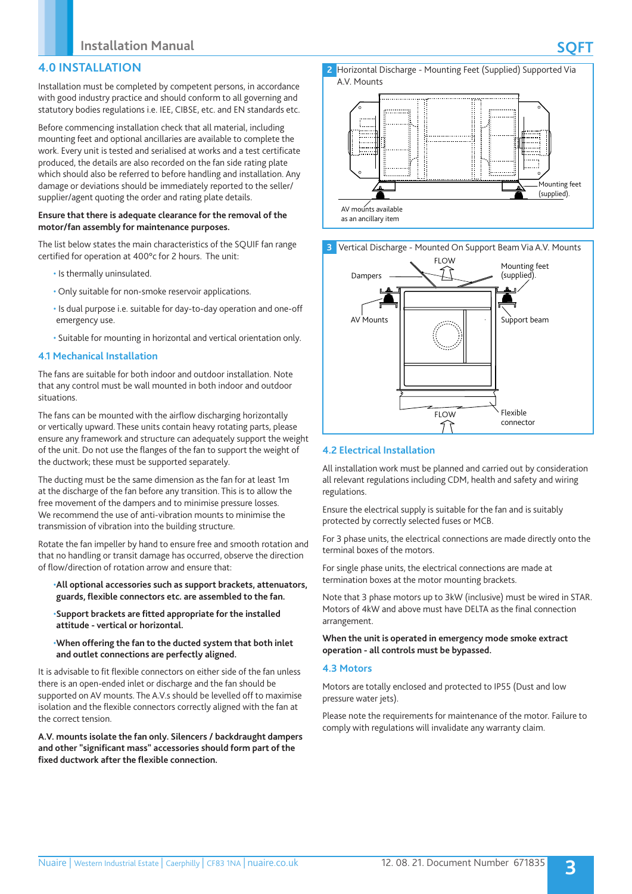## 4.0 INSTALLATION

Installation must be completed by competent persons, in accordance with good industry practice and should conform to all governing and statutory bodies regulations i.e. IEE, CIBSE, etc. and EN standards etc.

Before commencing installation check that all material, including mounting feet and optional ancillaries are available to complete the work. Every unit is tested and serialised at works and a test certificate produced, the details are also recorded on the fan side rating plate which should also be referred to before handling and installation. Any damage or deviations should be immediately reported to the seller/supplier/agent quoting the order and rating plate details.

**Ensure that there is adequate clearance for the removal of the motor/fan assembly for maintenance purposes.**

The list below states the main characteristics of the SQUIF fan range certified for operation at 400°c for 2 hours. The unit:

- Is thermally uninsulated.
- Only suitable for non-smoke reservoir applications.
- Is dual purpose i.e. suitable for day-to-day operation and one-off emergency use.
- Suitable for mounting in horizontal and vertical orientation only.

### 4.1 Mechanical Installation

The fans are suitable for both indoor and outdoor installation. Note that any control must be wall mounted in both indoor and outdoor situations.

The fans can be mounted with the airflow discharging horizontally or vertically upward. These units contain heavy rotating parts, please ensure any framework and structure can adequately support the weight of the unit. Do not use the flanges of the fan to support the weight of the ductwork; these must be supported separately.

The ducting must be the same dimension as the fan for at least 1m at the discharge of the fan before any transition. This is to allow the free movement of the dampers and to minimise pressure losses. We recommend the use of anti-vibration mounts to minimise the transmission of vibration into the building structure.

Rotate the fan impeller by hand to ensure free and smooth rotation and that no handling or transit damage has occurred, observe the direction of flow/direction of rotation arrow and ensure that:

- **All optional accessories such as support brackets, attenuators, guards, flexible connectors etc. are assembled to the fan.**
- **Support brackets are fitted appropriate for the installed attitude - vertical or horizontal.**
- **When offering the fan to the ducted system that both inlet and outlet connections are perfectly aligned.**

It is advisable to fit flexible connectors on either side of the fan unless there is an open-ended inlet or discharge and the fan should be supported on AV mounts. The A.V.s should be levelled off to maximise isolation and the flexible connectors correctly aligned with the fan at the correct tension.

**A.V. mounts isolate the fan only. Silencers / backdraught dampers and other "significant mass" accessories should form part of the fixed ductwork after the flexible connection.**

**2** Horizontal Discharge - Mounting Feet (Supplied) Supported Via A.V. Mounts

Mounting feet (supplied).

AV mounts available as an ancillary item

**3** Vertical Discharge - Mounted On Support Beam Via A.V. Mounts

FLOW

Dampers

Mounting feet (supplied).

AV Mounts

Support beam

FLOW

Flexible connector

### 4.2 Electrical Installation

All installation work must be planned and carried out by consideration all relevant regulations including CDM, health and safety and wiring regulations.

Ensure the electrical supply is suitable for the fan and is suitably protected by correctly selected fuses or MCB.

For 3 phase units, the electrical connections are made directly onto the terminal boxes of the motors.

For single phase units, the electrical connections are made at termination boxes at the motor mounting brackets.

Note that 3 phase motors up to 3kW (inclusive) must be wired in STAR. Motors of 4kW and above must have DELTA as the final connection arrangement.

**When the unit is operated in emergency mode smoke extract operation - all controls must be bypassed.**

### 4.3 Motors

Motors are totally enclosed and protected to IP55 (Dust and low pressure water jets).

Please note the requirements for maintenance of the motor. Failure to comply with regulations will invalidate any warranty claim.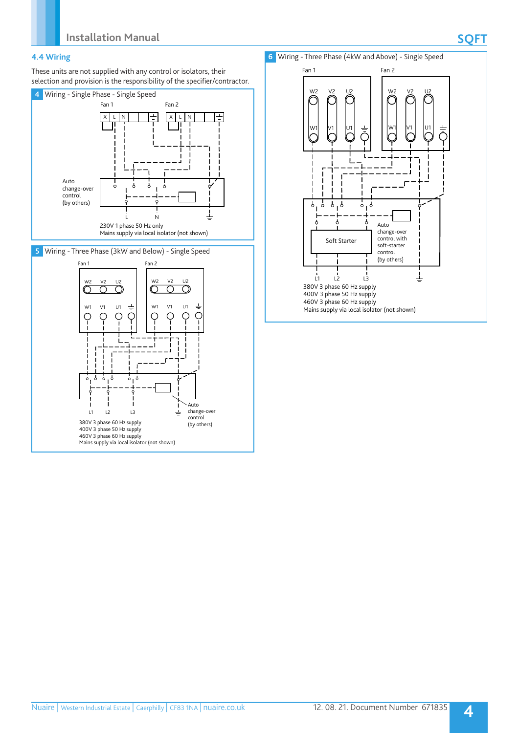## 4.4 Wiring

These units are not supplied with any control or isolators, their selection and provision is the responsibility of the specifier/contractor.

**4** Wiring - Single Phase - Single Speed

Fan 1

Fan 2

X L N

X L N

Auto change-over control (by others)

L N

230V 1 phase 50 Hz only
Mains supply via local isolator (not shown)

**5** Wiring - Three Phase (3kW and Below) - Single Speed

Fan 1

Fan 2

W2 V2 U2

W1 V1 U1

W2 V2 U2

W1 V1 U1

L1 L2 L3

Auto change-over control (by others)

380V 3 phase 60 Hz supply
400V 3 phase 50 Hz supply
460V 3 phase 60 Hz supply
Mains supply via local isolator (not shown)

**6** Wiring - Three Phase (4kW and Above) - Single Speed

Fan 1

Fan 2

W2 V2 U2

W1 V1 U1

W2 V2 U2

W1 V1 U1

Soft Starter

Auto change-over control with soft-starter control (by others)

L1 L2 L3

380V 3 phase 60 Hz supply
400V 3 phase 50 Hz supply
460V 3 phase 60 Hz supply
Mains supply via local isolator (not shown)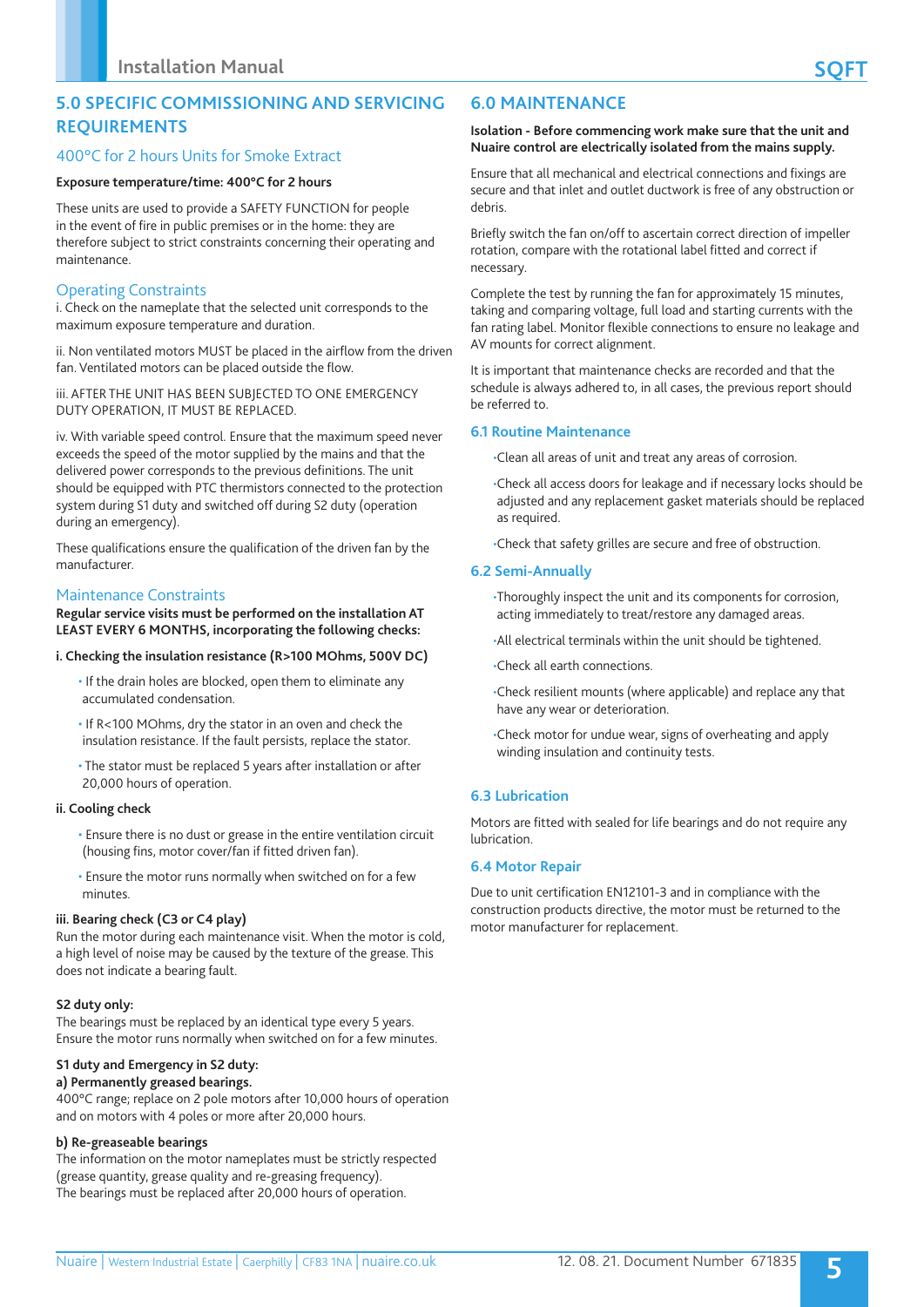## 5.0 SPECIFIC COMMISSIONING AND SERVICING REQUIREMENTS

### 400°C for 2 hours Units for Smoke Extract

**Exposure temperature/time: 400°C for 2 hours**

These units are used to provide a SAFETY FUNCTION for people in the event of fire in public premises or in the home: they are therefore subject to strict constraints concerning their operating and maintenance.

### Operating Constraints

i. Check on the nameplate that the selected unit corresponds to the maximum exposure temperature and duration.

ii. Non ventilated motors MUST be placed in the airflow from the driven fan. Ventilated motors can be placed outside the flow.

iii. AFTER THE UNIT HAS BEEN SUBJECTED TO ONE EMERGENCY DUTY OPERATION, IT MUST BE REPLACED.

iv. With variable speed control. Ensure that the maximum speed never exceeds the speed of the motor supplied by the mains and that the delivered power corresponds to the previous definitions. The unit should be equipped with PTC thermistors connected to the protection system during S1 duty and switched off during S2 duty (operation during an emergency).

These qualifications ensure the qualification of the driven fan by the manufacturer.

### Maintenance Constraints

**Regular service visits must be performed on the installation AT LEAST EVERY 6 MONTHS, incorporating the following checks:**

**i. Checking the insulation resistance (R>100 MOhms, 500V DC)**

- If the drain holes are blocked, open them to eliminate any accumulated condensation.
- If R<100 MOhms, dry the stator in an oven and check the insulation resistance. If the fault persists, replace the stator.
- The stator must be replaced 5 years after installation or after 20,000 hours of operation.

**ii. Cooling check**

- Ensure there is no dust or grease in the entire ventilation circuit (housing fins, motor cover/fan if fitted driven fan).
- Ensure the motor runs normally when switched on for a few minutes.

**iii. Bearing check (C3 or C4 play)**

Run the motor during each maintenance visit. When the motor is cold, a high level of noise may be caused by the texture of the grease. This does not indicate a bearing fault.

**S2 duty only:**

The bearings must be replaced by an identical type every 5 years. Ensure the motor runs normally when switched on for a few minutes.

**S1 duty and Emergency in S2 duty:**

**a) Permanently greased bearings.**

400°C range; replace on 2 pole motors after 10,000 hours of operation and on motors with 4 poles or more after 20,000 hours.

**b) Re-greaseable bearings**

The information on the motor nameplates must be strictly respected (grease quantity, grease quality and re-greasing frequency).
The bearings must be replaced after 20,000 hours of operation.

## 6.0 MAINTENANCE

**Isolation - Before commencing work make sure that the unit and Nuaire control are electrically isolated from the mains supply.**

Ensure that all mechanical and electrical connections and fixings are secure and that inlet and outlet ductwork is free of any obstruction or debris.

Briefly switch the fan on/off to ascertain correct direction of impeller rotation, compare with the rotational label fitted and correct if necessary.

Complete the test by running the fan for approximately 15 minutes, taking and comparing voltage, full load and starting currents with the fan rating label. Monitor flexible connections to ensure no leakage and AV mounts for correct alignment.

It is important that maintenance checks are recorded and that the schedule is always adhered to, in all cases, the previous report should be referred to.

### 6.1 Routine Maintenance

- Clean all areas of unit and treat any areas of corrosion.
- Check all access doors for leakage and if necessary locks should be adjusted and any replacement gasket materials should be replaced as required.
- Check that safety grilles are secure and free of obstruction.

### 6.2 Semi-Annually

- Thoroughly inspect the unit and its components for corrosion, acting immediately to treat/restore any damaged areas.
- All electrical terminals within the unit should be tightened.
- Check all earth connections.
- Check resilient mounts (where applicable) and replace any that have any wear or deterioration.
- Check motor for undue wear, signs of overheating and apply winding insulation and continuity tests.

### 6.3 Lubrication

Motors are fitted with sealed for life bearings and do not require any lubrication.

### 6.4 Motor Repair

Due to unit certification EN12101-3 and in compliance with the construction products directive, the motor must be returned to the motor manufacturer for replacement.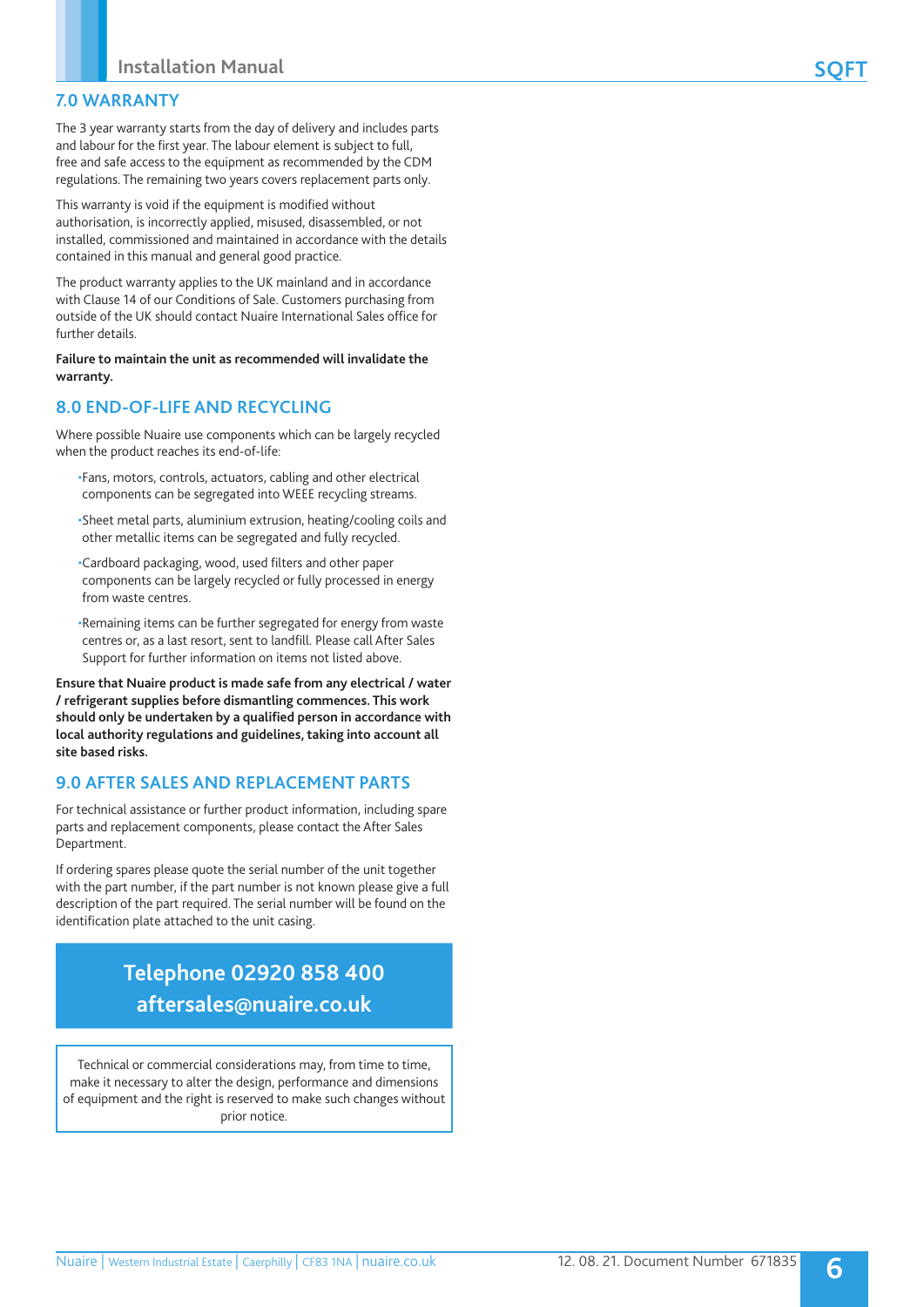## 7.0 WARRANTY

The 3 year warranty starts from the day of delivery and includes parts and labour for the first year. The labour element is subject to full, free and safe access to the equipment as recommended by the CDM regulations. The remaining two years covers replacement parts only.

This warranty is void if the equipment is modified without authorisation, is incorrectly applied, misused, disassembled, or not installed, commissioned and maintained in accordance with the details contained in this manual and general good practice.

The product warranty applies to the UK mainland and in accordance with Clause 14 of our Conditions of Sale. Customers purchasing from outside of the UK should contact Nuaire International Sales office for further details.

**Failure to maintain the unit as recommended will invalidate the warranty.**

## 8.0 END-OF-LIFE AND RECYCLING

Where possible Nuaire use components which can be largely recycled when the product reaches its end-of-life:

- Fans, motors, controls, actuators, cabling and other electrical components can be segregated into WEEE recycling streams.
- Sheet metal parts, aluminium extrusion, heating/cooling coils and other metallic items can be segregated and fully recycled.
- Cardboard packaging, wood, used filters and other paper components can be largely recycled or fully processed in energy from waste centres.
- Remaining items can be further segregated for energy from waste centres or, as a last resort, sent to landfill. Please call After Sales Support for further information on items not listed above.

**Ensure that Nuaire product is made safe from any electrical / water / refrigerant supplies before dismantling commences. This work should only be undertaken by a qualified person in accordance with local authority regulations and guidelines, taking into account all site based risks.**

## 9.0 AFTER SALES AND REPLACEMENT PARTS

For technical assistance or further product information, including spare parts and replacement components, please contact the After Sales Department.

If ordering spares please quote the serial number of the unit together with the part number, if the part number is not known please give a full description of the part required. The serial number will be found on the identification plate attached to the unit casing.

**Telephone 02920 858 400**
**aftersales@nuaire.co.uk**

Technical or commercial considerations may, from time to time, make it necessary to alter the design, performance and dimensions of equipment and the right is reserved to make such changes without prior notice.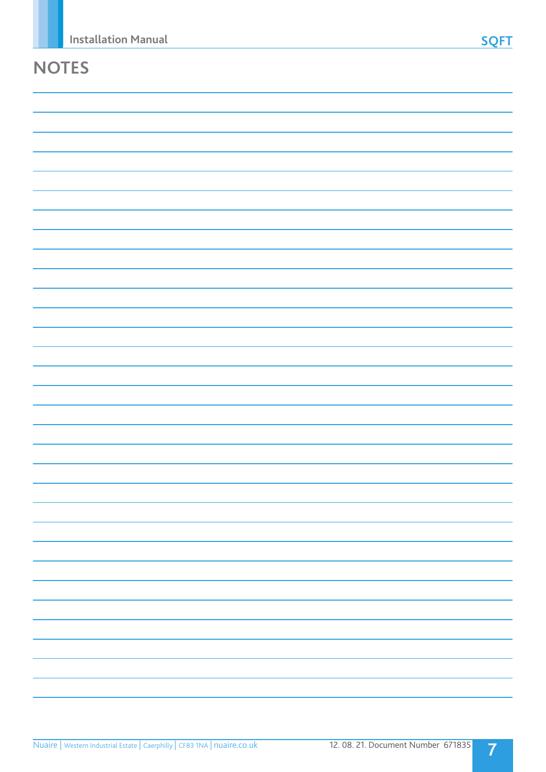# NOTES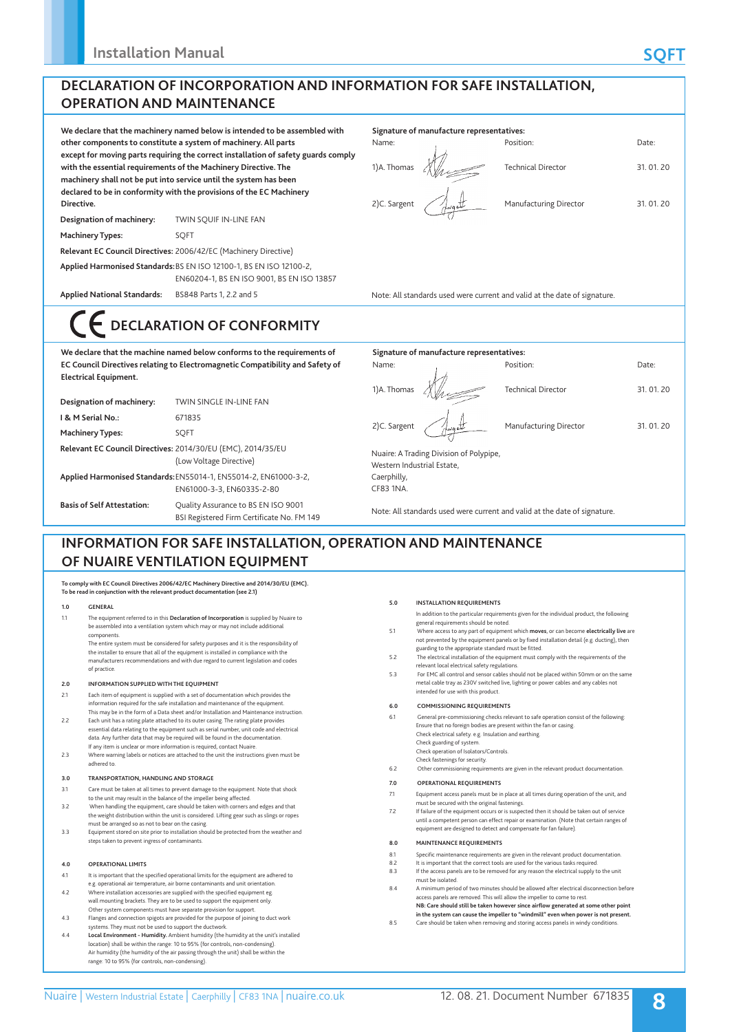## DECLARATION OF INCORPORATION AND INFORMATION FOR SAFE INSTALLATION, OPERATION AND MAINTENANCE

**We declare that the machinery named below is intended to be assembled with other components to constitute a system of machinery. All parts except for moving parts requiring the correct installation of safety guards comply with the essential requirements of the Machinery Directive. The machinery shall not be put into service until the system has been declared to be in conformity with the provisions of the EC Machinery Directive.**

| | |
|---|---|
| **Designation of machinery:** | TWIN SQUIF IN-LINE FAN |
| **Machinery Types:** | SQFT |
| **Relevant EC Council Directives:** | 2006/42/EC (Machinery Directive) |
| **Applied Harmonised Standards:** | BS EN ISO 12100-1, BS EN ISO 12100-2, EN60204-1, BS EN ISO 9001, BS EN ISO 13857 |
| **Applied National Standards:** | BS848 Parts 1, 2.2 and 5 |

**Signature of manufacture representatives:**

| Name: | Position: | Date: |
|---|---|---|
| 1)A. Thomas | Technical Director | 31. 01. 20 |
| 2)C. Sargent | Manufacturing Director | 31. 01. 20 |

Note: All standards used were current and valid at the date of signature.

## CE DECLARATION OF CONFORMITY

**We declare that the machine named below conforms to the requirements of EC Council Directives relating to Electromagnetic Compatibility and Safety of Electrical Equipment.**

| | |
|---|---|
| **Designation of machinery:** | TWIN SINGLE IN-LINE FAN |
| **I & M Serial No.:** | 671835 |
| **Machinery Types:** | SQFT |
| **Relevant EC Council Directives:** | 2014/30/EU (EMC), 2014/35/EU (Low Voltage Directive) |
| **Applied Harmonised Standards:** | EN55014-1, EN55014-2, EN61000-3-2, EN61000-3-3, EN60335-2-80 |
| **Basis of Self Attestation:** | Quality Assurance to BS EN ISO 9001 BSI Registered Firm Certificate No. FM 149 |

**Signature of manufacture representatives:**

| Name: | Position: | Date: |
|---|---|---|
| 1)A. Thomas | Technical Director | 31. 01. 20 |
| 2)C. Sargent | Manufacturing Director | 31. 01. 20 |

Nuaire: A Trading Division of Polypipe,
Western Industrial Estate,
Caerphilly,
CF83 1NA.

Note: All standards used were current and valid at the date of signature.

## INFORMATION FOR SAFE INSTALLATION, OPERATION AND MAINTENANCE OF NUAIRE VENTILATION EQUIPMENT

**To comply with EC Council Directives 2006/42/EC Machinery Directive and 2014/30/EU (EMC). To be read in conjunction with the relevant product documentation (see 2.1)**

**1.0 GENERAL**

1.1 The equipment referred to in this **Declaration of Incorporation** is supplied by Nuaire to be assembled into a ventilation system which may or may not include additional components.
The entire system must be considered for safety purposes and it is the responsibility of the installer to ensure that all of the equipment is installed in compliance with the manufacturers recommendations and with due regard to current legislation and codes of practice.

**2.0 INFORMATION SUPPLIED WITH THE EQUIPMENT**

2.1 Each item of equipment is supplied with a set of documentation which provides the information required for the safe installation and maintenance of the equipment. This may be in the form of a Data sheet and/or Installation and Maintenance instruction.

2.2 Each unit has a rating plate attached to its outer casing. The rating plate provides essential data relating to the equipment such as serial number, unit code and electrical data. Any further data that may be required will be found in the documentation. If any item is unclear or more information is required, contact Nuaire.

2.3 Where warning labels or notices are attached to the unit the instructions given must be adhered to.

**3.0 TRANSPORTATION, HANDLING AND STORAGE**

3.1 Care must be taken at all times to prevent damage to the equipment. Note that shock to the unit may result in the balance of the impeller being affected.

3.2 When handling the equipment, care should be taken with corners and edges and that the weight distribution within the unit is considered. Lifting gear such as slings or ropes must be arranged so as not to bear on the casing.

3.3 Equipment stored on site prior to installation should be protected from the weather and steps taken to prevent ingress of contaminants.

**4.0 OPERATIONAL LIMITS**

4.1 It is important that the specified operational limits for the equipment are adhered to e.g. operational air temperature, air borne contaminants and unit orientation.

4.2 Where installation accessories are supplied with the specified equipment eg. wall mounting brackets. They are to be used to support the equipment only. Other system components must have separate provision for support.

4.3 Flanges and connection spigots are provided for the purpose of joining to duct work systems. They must not be used to support the ductwork.

4.4 **Local Environment - Humidity.** Ambient humidity (the humidity at the unit's installed location) shall be within the range: 10 to 95% (for controls, non-condensing). Air humidity (the humidity of the air passing through the unit) shall be within the range: 10 to 95% (for controls, non-condensing).

**5.0 INSTALLATION REQUIREMENTS**

In addition to the particular requirements given for the individual product, the following general requirements should be noted.

5.1 Where access to any part of equipment which **moves**, or can become **electrically live** are not prevented by the equipment panels or by fixed installation detail (e.g. ducting), then guarding to the appropriate standard must be fitted.

5.2 The electrical installation of the equipment must comply with the requirements of the relevant local electrical safety regulations.

5.3 For EMC all control and sensor cables should not be placed within 50mm or on the same metal cable tray as 230V switched live, lighting or power cables and any cables not intended for use with this product.

**6.0 COMMISSIONING REQUIREMENTS**

6.1 General pre-commissioning checks relevant to safe operation consist of the following:
Ensure that no foreign bodies are present within the fan or casing.
Check electrical safety. e.g. Insulation and earthing.
Check guarding of system.
Check operation of Isolators/Controls.
Check fastenings for security.

6.2 Other commissioning requirements are given in the relevant product documentation.

**7.0 OPERATIONAL REQUIREMENTS**

7.1 Equipment access panels must be in place at all times during operation of the unit, and must be secured with the original fastenings.

7.2 If failure of the equipment occurs or is suspected then it should be taken out of service until a competent person can effect repair or examination. (Note that certain ranges of equipment are designed to detect and compensate for fan failure).

**8.0 MAINTENANCE REQUIREMENTS**

8.1 Specific maintenance requirements are given in the relevant product documentation.

8.2 It is important that the correct tools are used for the various tasks required.

8.3 If the access panels are to be removed for any reason the electrical supply to the unit must be isolated.

8.4 A minimum period of two minutes should be allowed after electrical disconnection before access panels are removed. This will allow the impeller to come to rest.
**NB: Care should still be taken however since airflow generated at some other point in the system can cause the impeller to "windmill" even when power is not present.**

8.5 Care should be taken when removing and storing access panels in windy conditions.